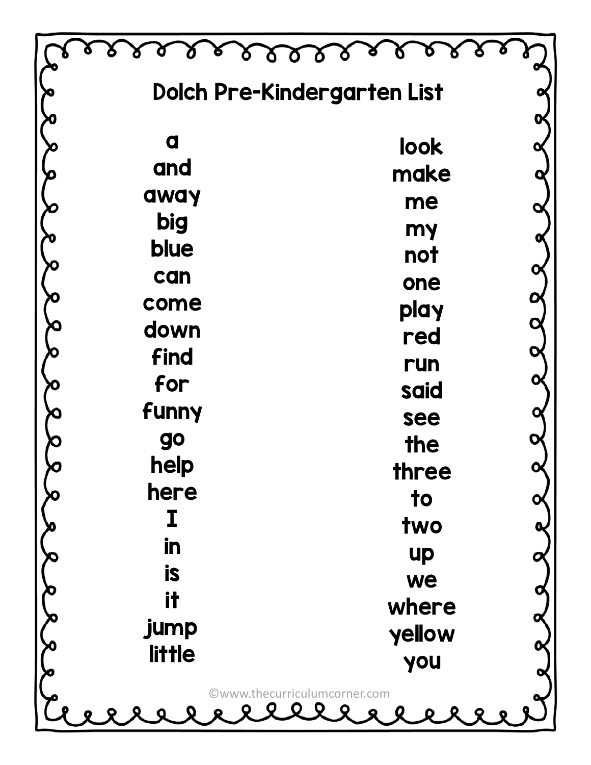# Dolch Pre-Kindergarten List

a
and
away
big
blue
can
come
down
find
for
funny
go
help
here
I
in
is
it
jump
little

look
make
me
my
not
one
play
red
run
said
see
the
three
to
two
up
we
where
yellow
you

©www.thecurriculumcorner.com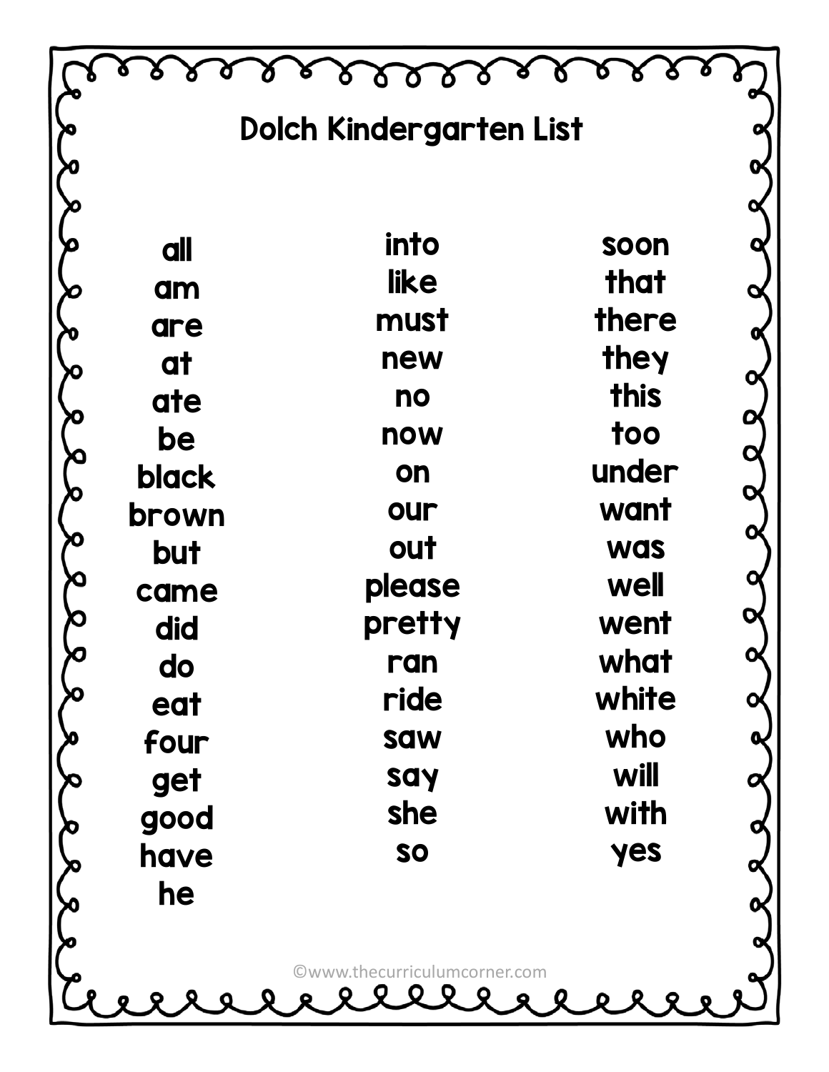# Dolch Kindergarten List

all
am
are
at
ate
be
black
brown
but
came
did
do
eat
four
get
good
have
he

into
like
must
new
no
now
on
our
out
please
pretty
ran
ride
saw
say
she
so

soon
that
there
they
this
too
under
want
was
well
went
what
white
who
will
with
yes

©www.thecurriculumcorner.com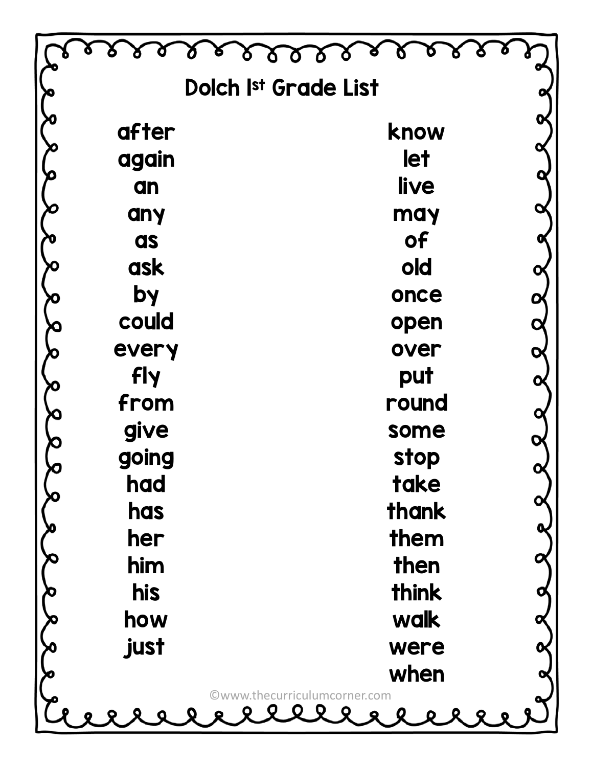# Dolch 1st Grade List

- after
- again
- an
- any
- as
- ask
- by
- could
- every
- fly
- from
- give
- going
- had
- has
- her
- him
- his
- how
- just
- know
- let
- live
- may
- of
- old
- once
- open
- over
- put
- round
- some
- stop
- take
- thank
- them
- then
- think
- walk
- were
- when

©www.thecurriculumcorner.com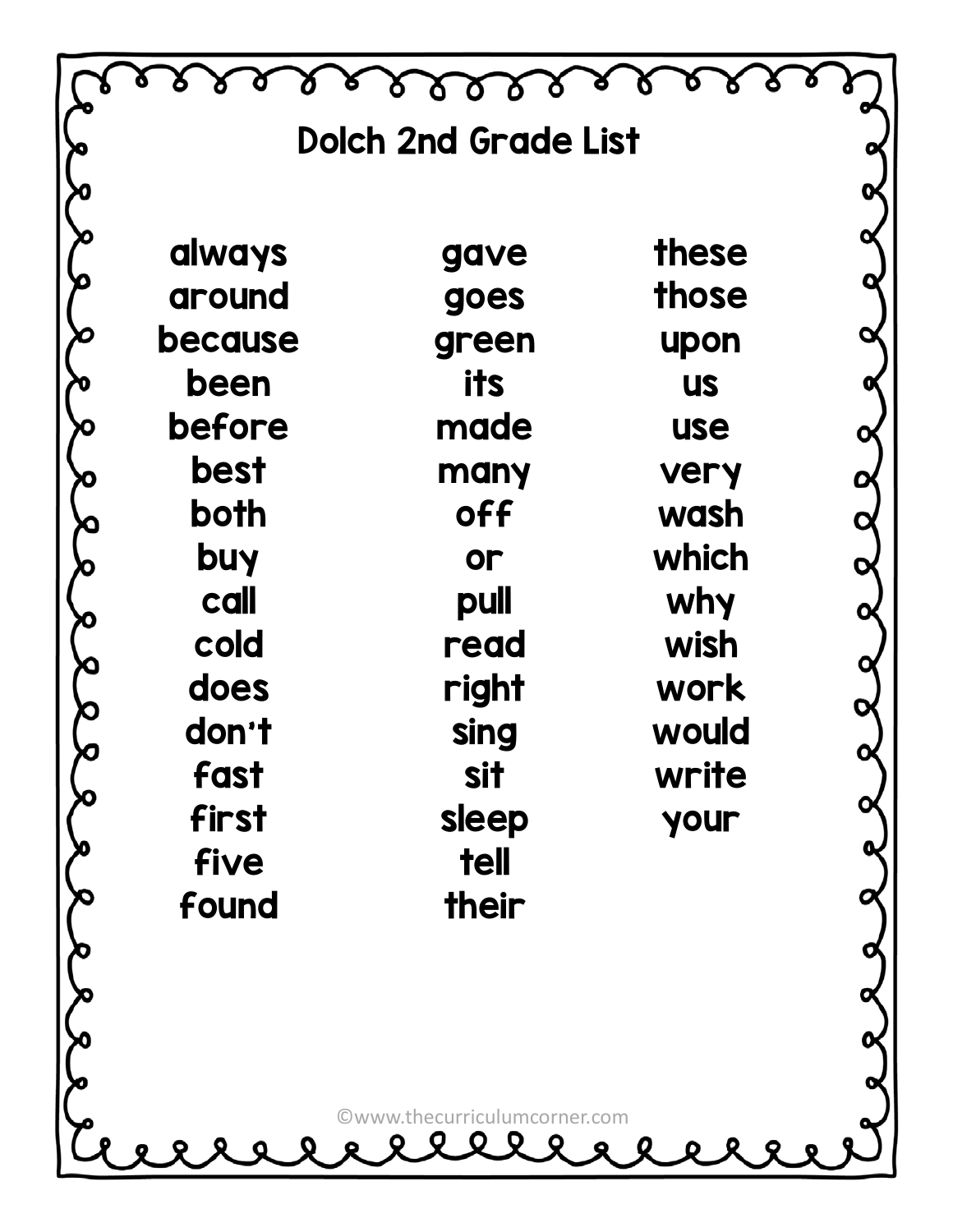# Dolch 2nd Grade List

always
around
because
been
before
best
both
buy
call
cold
does
don't
fast
first
five
found
gave
goes
green
its
made
many
off
or
pull
read
right
sing
sit
sleep
tell
their
these
those
upon
us
use
very
wash
which
why
wish
work
would
write
your

©www.thecurriculumcorner.com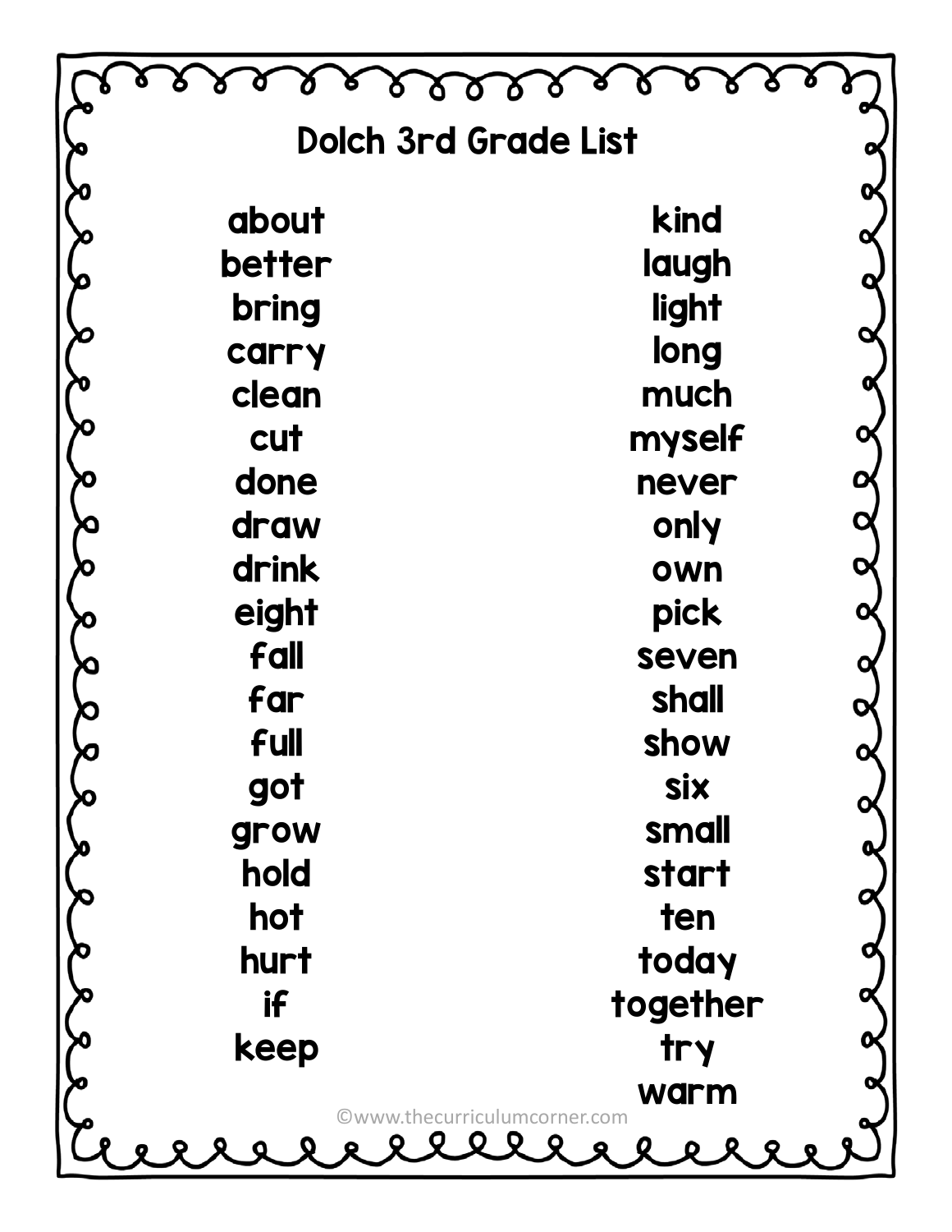# Dolch 3rd Grade List

about
better
bring
carry
clean
cut
done
draw
drink
eight
fall
far
full
got
grow
hold
hot
hurt
if
keep

kind
laugh
light
long
much
myself
never
only
own
pick
seven
shall
show
six
small
start
ten
today
together
try
warm

©www.thecurriculumcorner.com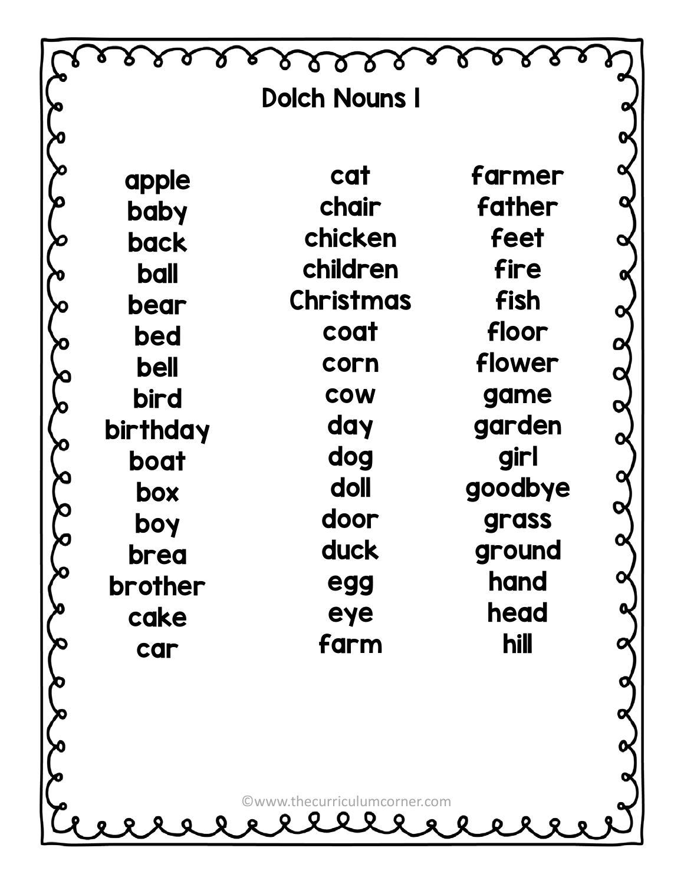# Dolch Nouns 1

apple
baby
back
ball
bear
bed
bell
bird
birthday
boat
box
boy
brea
brother
cake
car
cat
chair
chicken
children
Christmas
coat
corn
cow
day
dog
doll
door
duck
egg
eye
farm
farmer
father
feet
fire
fish
floor
flower
game
garden
girl
goodbye
grass
ground
hand
head
hill

©www.thecurriculumcorner.com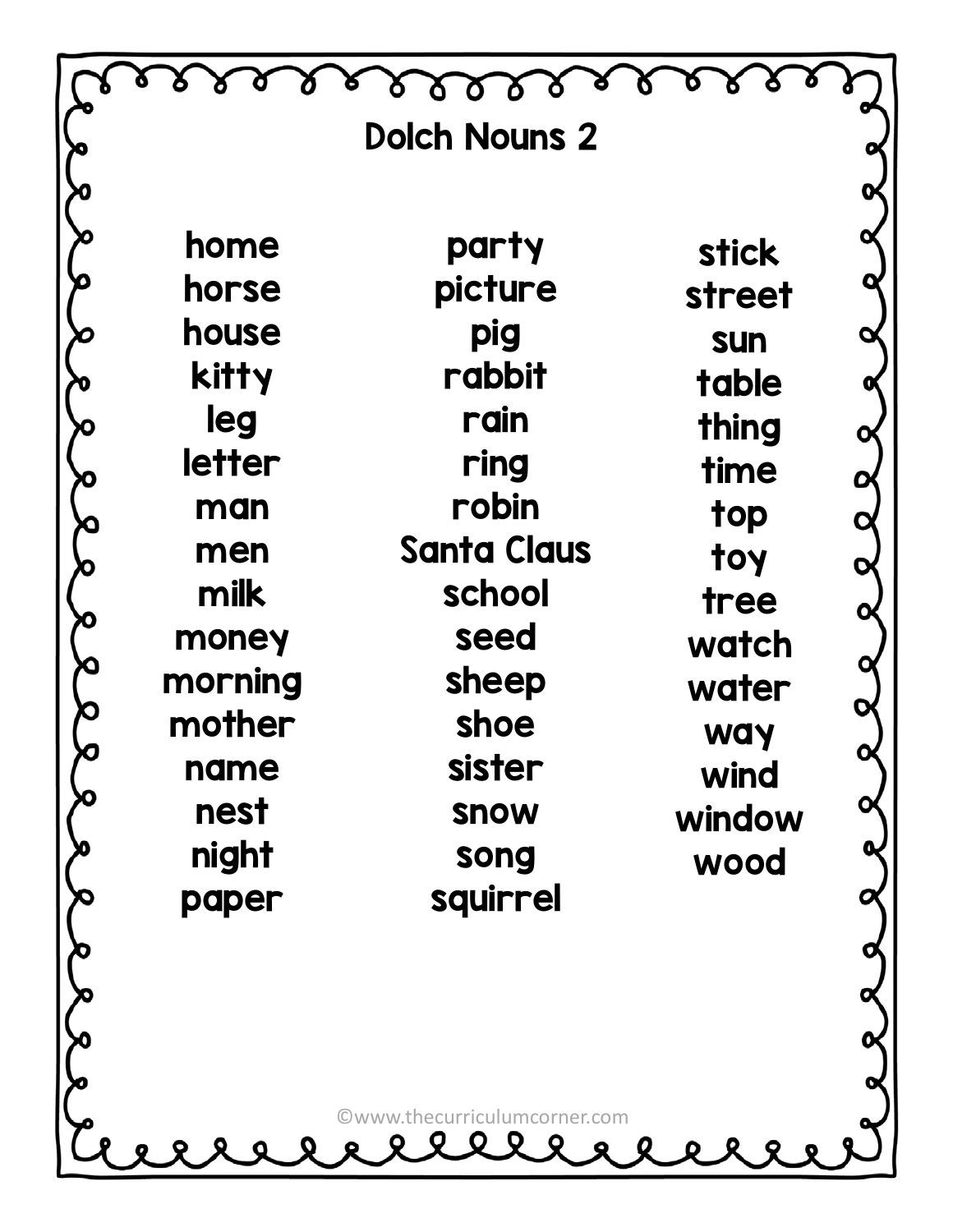# Dolch Nouns 2

home
horse
house
kitty
leg
letter
man
men
milk
money
morning
mother
name
nest
night
paper

party
picture
pig
rabbit
rain
ring
robin
Santa Claus
school
seed
sheep
shoe
sister
snow
song
squirrel

stick
street
sun
table
thing
time
top
toy
tree
watch
water
way
wind
window
wood

©www.thecurriculumcorner.com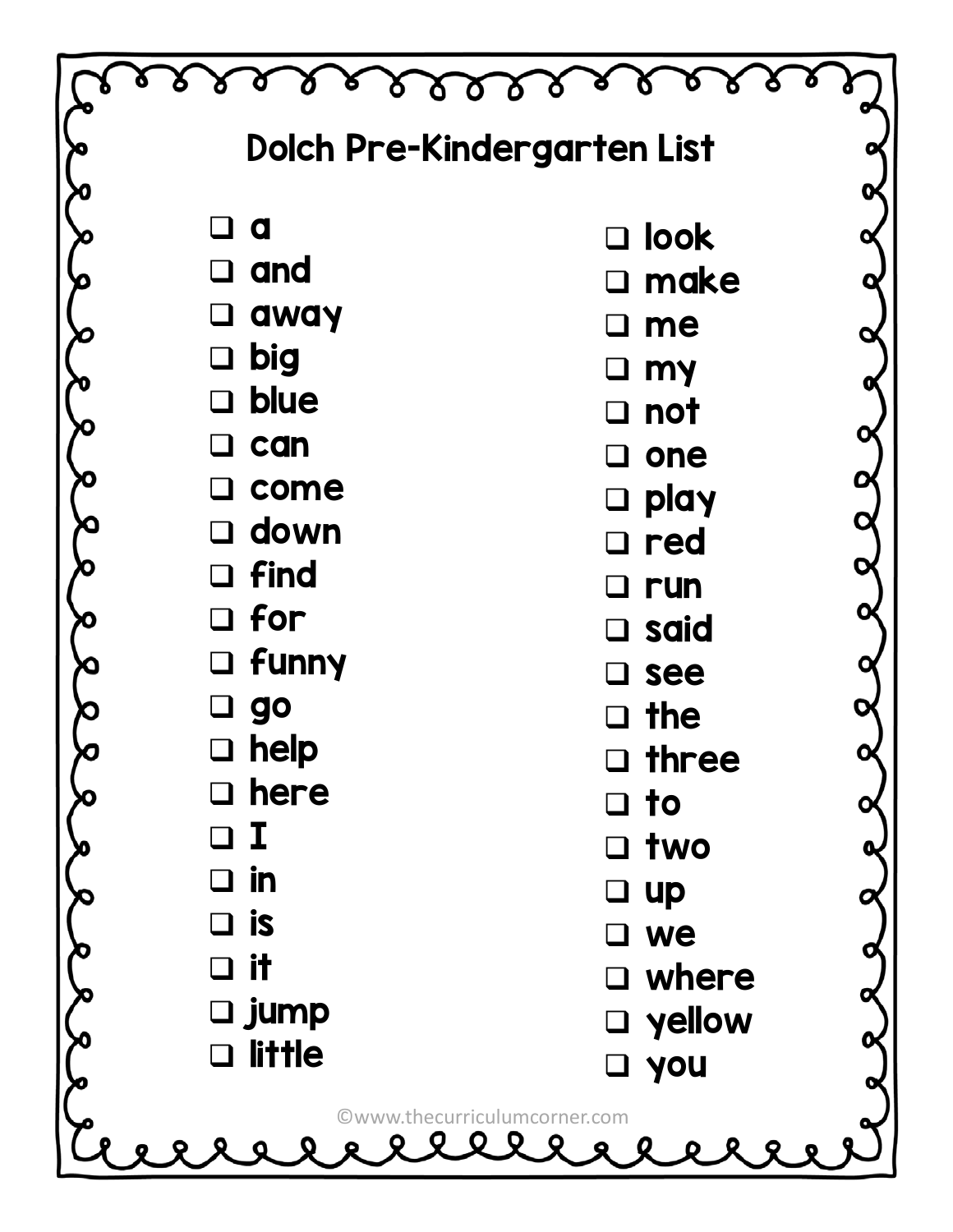# Dolch Pre-Kindergarten List

- [ ] a
- [ ] and
- [ ] away
- [ ] big
- [ ] blue
- [ ] can
- [ ] come
- [ ] down
- [ ] find
- [ ] for
- [ ] funny
- [ ] go
- [ ] help
- [ ] here
- [ ] I
- [ ] in
- [ ] is
- [ ] it
- [ ] jump
- [ ] little
- [ ] look
- [ ] make
- [ ] me
- [ ] my
- [ ] not
- [ ] one
- [ ] play
- [ ] red
- [ ] run
- [ ] said
- [ ] see
- [ ] the
- [ ] three
- [ ] to
- [ ] two
- [ ] up
- [ ] we
- [ ] where
- [ ] yellow
- [ ] you

©www.thecurriculumcorner.com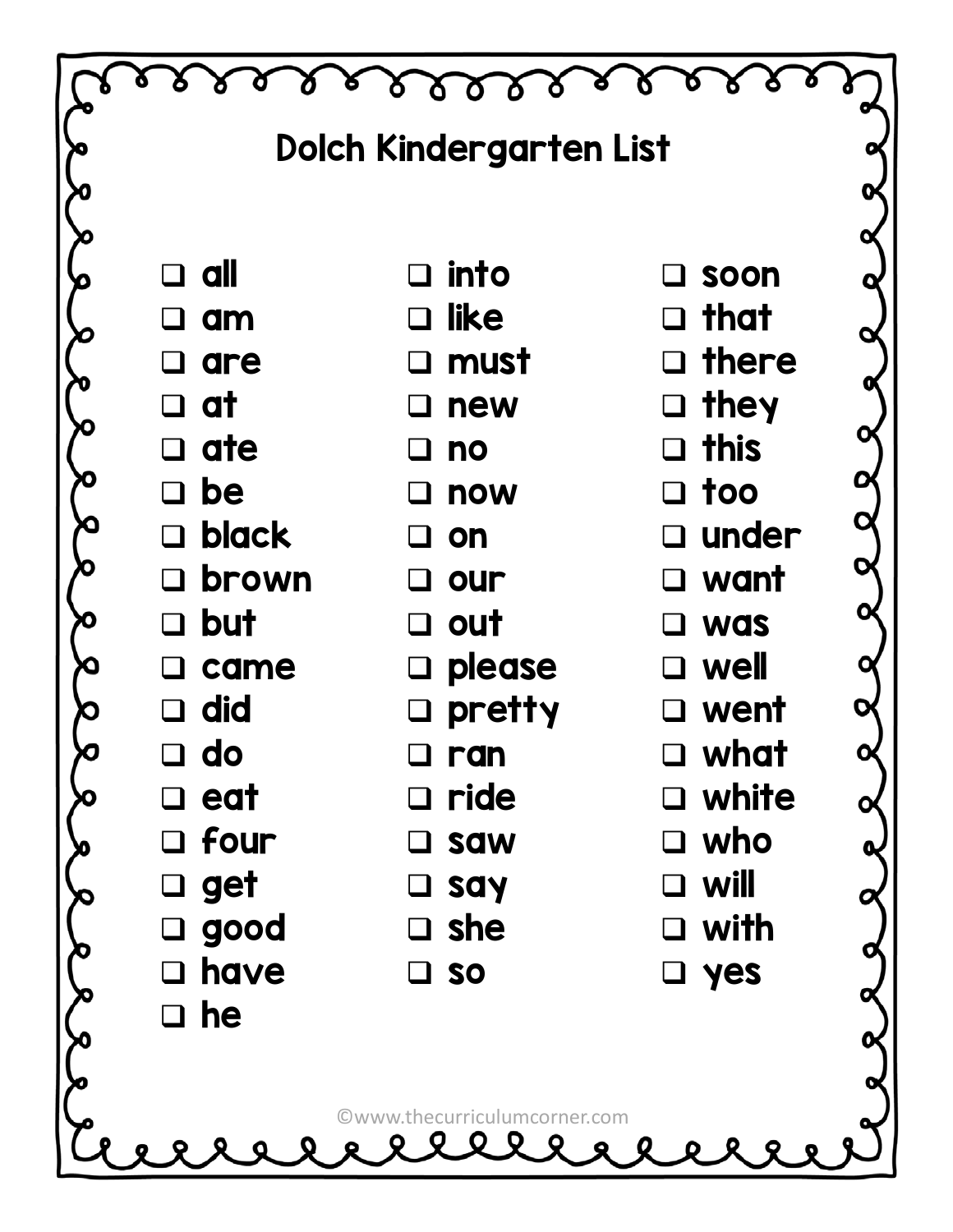# Dolch Kindergarten List

- ❑ all
- ❑ am
- ❑ are
- ❑ at
- ❑ ate
- ❑ be
- ❑ black
- ❑ brown
- ❑ but
- ❑ came
- ❑ did
- ❑ do
- ❑ eat
- ❑ four
- ❑ get
- ❑ good
- ❑ have
- ❑ he
- ❑ into
- ❑ like
- ❑ must
- ❑ new
- ❑ no
- ❑ now
- ❑ on
- ❑ our
- ❑ out
- ❑ please
- ❑ pretty
- ❑ ran
- ❑ ride
- ❑ saw
- ❑ say
- ❑ she
- ❑ so
- ❑ soon
- ❑ that
- ❑ there
- ❑ they
- ❑ this
- ❑ too
- ❑ under
- ❑ want
- ❑ was
- ❑ well
- ❑ went
- ❑ what
- ❑ white
- ❑ who
- ❑ will
- ❑ with
- ❑ yes

©www.thecurriculumcorner.com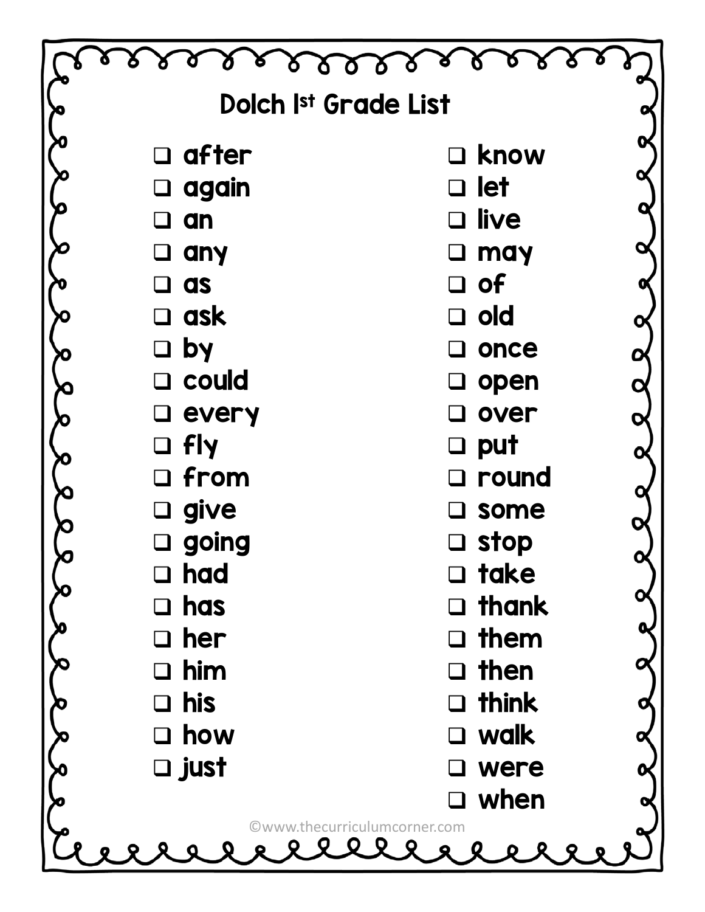# Dolch 1st Grade List

- [ ] after
- [ ] again
- [ ] an
- [ ] any
- [ ] as
- [ ] ask
- [ ] by
- [ ] could
- [ ] every
- [ ] fly
- [ ] from
- [ ] give
- [ ] going
- [ ] had
- [ ] has
- [ ] her
- [ ] him
- [ ] his
- [ ] how
- [ ] just
- [ ] know
- [ ] let
- [ ] live
- [ ] may
- [ ] of
- [ ] old
- [ ] once
- [ ] open
- [ ] over
- [ ] put
- [ ] round
- [ ] some
- [ ] stop
- [ ] take
- [ ] thank
- [ ] them
- [ ] then
- [ ] think
- [ ] walk
- [ ] were
- [ ] when

©www.thecurriculumcorner.com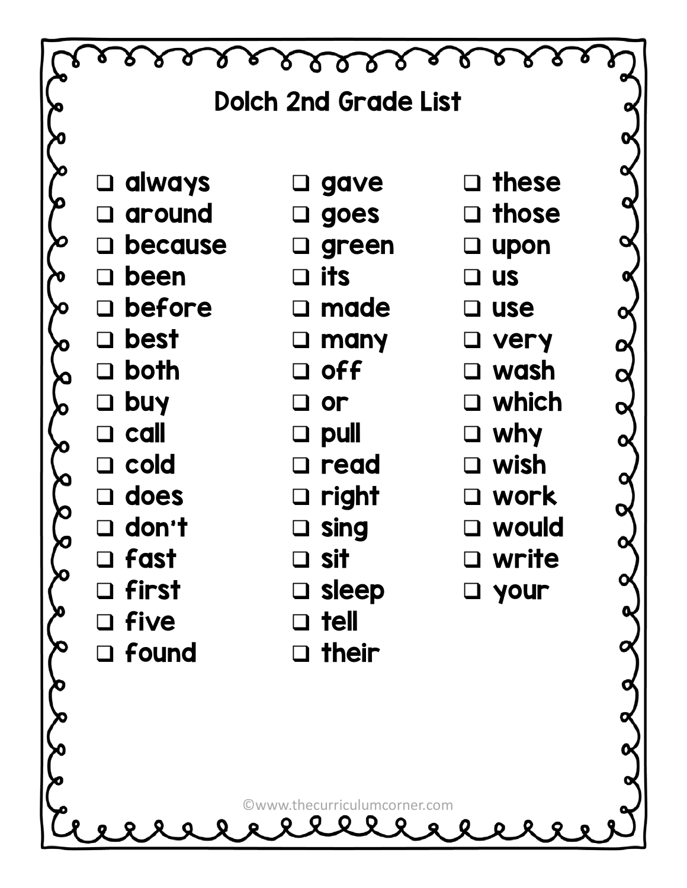# Dolch 2nd Grade List

- ❑ always
- ❑ around
- ❑ because
- ❑ been
- ❑ before
- ❑ best
- ❑ both
- ❑ buy
- ❑ call
- ❑ cold
- ❑ does
- ❑ don't
- ❑ fast
- ❑ first
- ❑ five
- ❑ found
- ❑ gave
- ❑ goes
- ❑ green
- ❑ its
- ❑ made
- ❑ many
- ❑ off
- ❑ or
- ❑ pull
- ❑ read
- ❑ right
- ❑ sing
- ❑ sit
- ❑ sleep
- ❑ tell
- ❑ their
- ❑ these
- ❑ those
- ❑ upon
- ❑ us
- ❑ use
- ❑ very
- ❑ wash
- ❑ which
- ❑ why
- ❑ wish
- ❑ work
- ❑ would
- ❑ write
- ❑ your

©www.thecurriculumcorner.com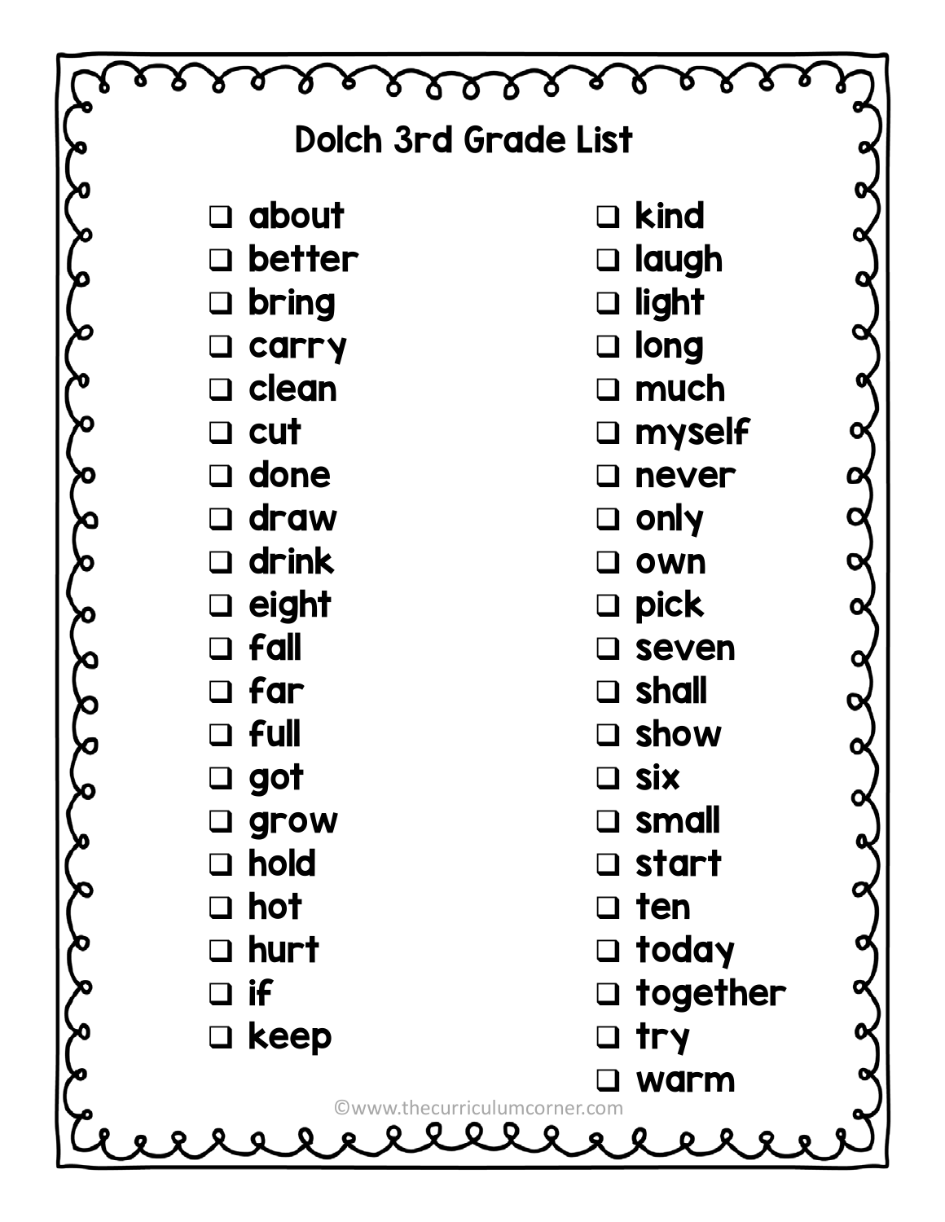# Dolch 3rd Grade List

- [ ] about
- [ ] better
- [ ] bring
- [ ] carry
- [ ] clean
- [ ] cut
- [ ] done
- [ ] draw
- [ ] drink
- [ ] eight
- [ ] fall
- [ ] far
- [ ] full
- [ ] got
- [ ] grow
- [ ] hold
- [ ] hot
- [ ] hurt
- [ ] if
- [ ] keep
- [ ] kind
- [ ] laugh
- [ ] light
- [ ] long
- [ ] much
- [ ] myself
- [ ] never
- [ ] only
- [ ] own
- [ ] pick
- [ ] seven
- [ ] shall
- [ ] show
- [ ] six
- [ ] small
- [ ] start
- [ ] ten
- [ ] today
- [ ] together
- [ ] try
- [ ] warm

©www.thecurriculumcorner.com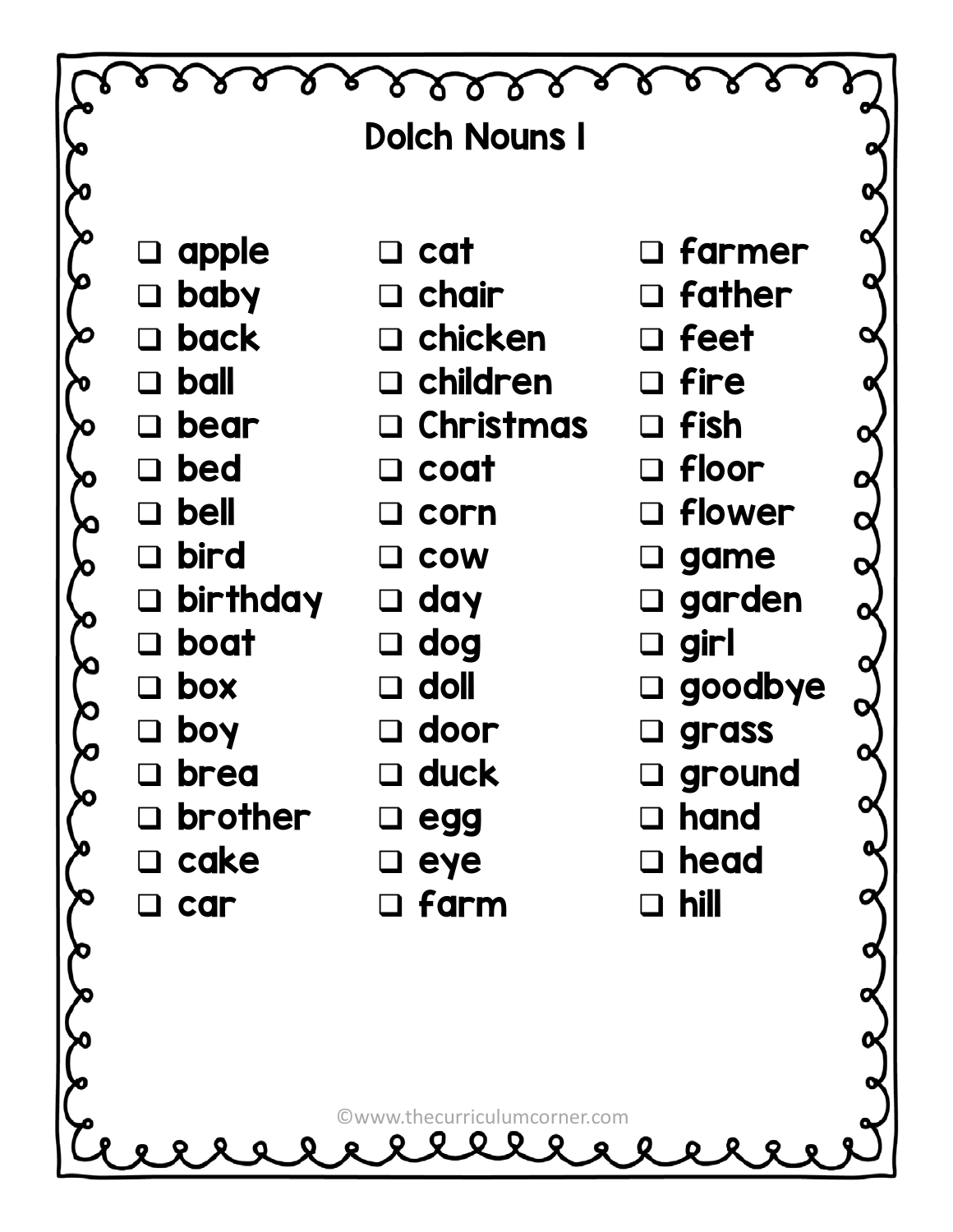# Dolch Nouns 1

- [ ] apple
- [ ] baby
- [ ] back
- [ ] ball
- [ ] bear
- [ ] bed
- [ ] bell
- [ ] bird
- [ ] birthday
- [ ] boat
- [ ] box
- [ ] boy
- [ ] brea
- [ ] brother
- [ ] cake
- [ ] car
- [ ] cat
- [ ] chair
- [ ] chicken
- [ ] children
- [ ] Christmas
- [ ] coat
- [ ] corn
- [ ] cow
- [ ] day
- [ ] dog
- [ ] doll
- [ ] door
- [ ] duck
- [ ] egg
- [ ] eye
- [ ] farm
- [ ] farmer
- [ ] father
- [ ] feet
- [ ] fire
- [ ] fish
- [ ] floor
- [ ] flower
- [ ] game
- [ ] garden
- [ ] girl
- [ ] goodbye
- [ ] grass
- [ ] ground
- [ ] hand
- [ ] head
- [ ] hill

©www.thecurriculumcorner.com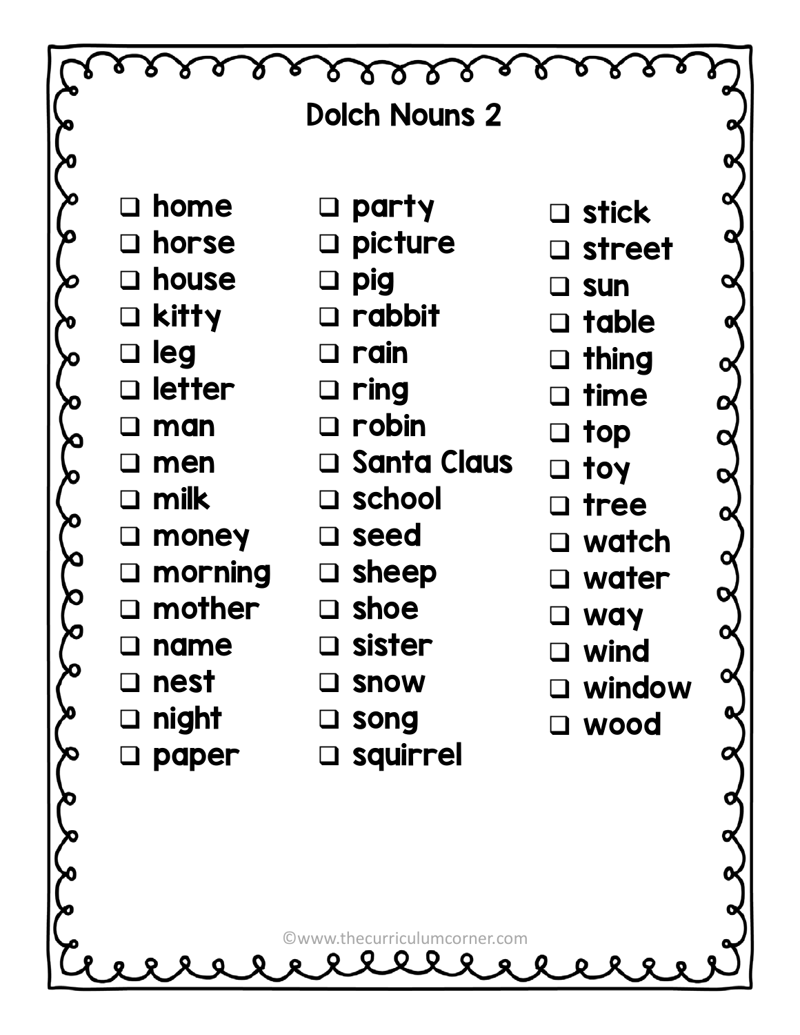# Dolch Nouns 2

- [ ] home
- [ ] horse
- [ ] house
- [ ] kitty
- [ ] leg
- [ ] letter
- [ ] man
- [ ] men
- [ ] milk
- [ ] money
- [ ] morning
- [ ] mother
- [ ] name
- [ ] nest
- [ ] night
- [ ] paper
- [ ] party
- [ ] picture
- [ ] pig
- [ ] rabbit
- [ ] rain
- [ ] ring
- [ ] robin
- [ ] Santa Claus
- [ ] school
- [ ] seed
- [ ] sheep
- [ ] shoe
- [ ] sister
- [ ] snow
- [ ] song
- [ ] squirrel
- [ ] stick
- [ ] street
- [ ] sun
- [ ] table
- [ ] thing
- [ ] time
- [ ] top
- [ ] toy
- [ ] tree
- [ ] watch
- [ ] water
- [ ] way
- [ ] wind
- [ ] window
- [ ] wood

©www.thecurriculumcorner.com